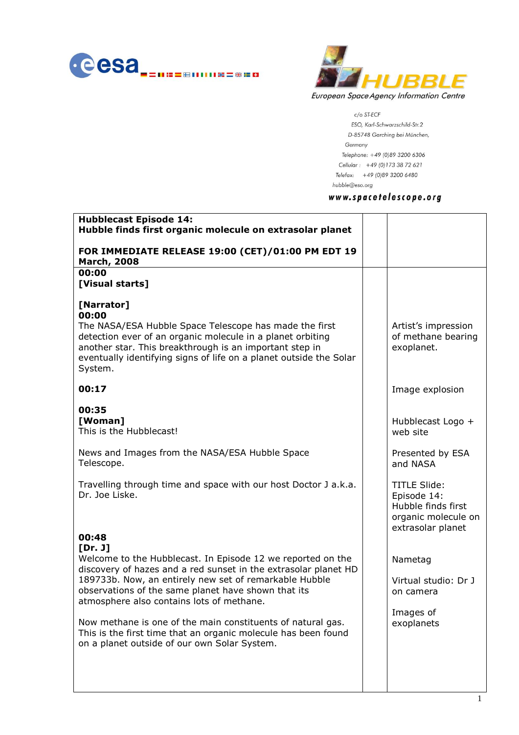esa

HUBBLE

European Space Agency Information Centre

c/o ST-ECF
ESO, Karl-Schwarzschild-Str.2
D-85748 Garching bei München,
Germany
Telephone: +49 (0)89 3200 6306
Cellular : +49 (0)173 38 72 621
Telefax: +49 (0)89 3200 6480
hubble@eso.org

**www.spacetelescope.org**

| **Hubblecast Episode 14: Hubble finds first organic molecule on extrasolar planet**<br><br>**FOR IMMEDIATE RELEASE 19:00 (CET)/01:00 PM EDT 19 March, 2008** | | |
|---|---|---|
| **00:00**<br>**[Visual starts]**<br><br>**[Narrator]**<br>**00:00**<br>The NASA/ESA Hubble Space Telescope has made the first detection ever of an organic molecule in a planet orbiting another star. This breakthrough is an important step in eventually identifying signs of life on a planet outside the Solar System.<br><br>**00:17**<br><br>**00:35**<br>**[Woman]**<br>This is the Hubblecast!<br><br>News and Images from the NASA/ESA Hubble Space Telescope.<br><br>Travelling through time and space with our host Doctor J a.k.a. Dr. Joe Liske.<br><br>**00:48**<br>**[Dr. J]**<br>Welcome to the Hubblecast. In Episode 12 we reported on the discovery of hazes and a red sunset in the extrasolar planet HD 189733b. Now, an entirely new set of remarkable Hubble observations of the same planet have shown that its atmosphere also contains lots of methane.<br><br>Now methane is one of the main constituents of natural gas. This is the first time that an organic molecule has been found on a planet outside of our own Solar System. | | Artist's impression of methane bearing exoplanet.<br><br>Image explosion<br><br>Hubblecast Logo + web site<br><br>Presented by ESA and NASA<br><br>TITLE Slide: Episode 14: Hubble finds first organic molecule on extrasolar planet<br><br>Nametag<br><br>Virtual studio: Dr J on camera<br><br>Images of exoplanets |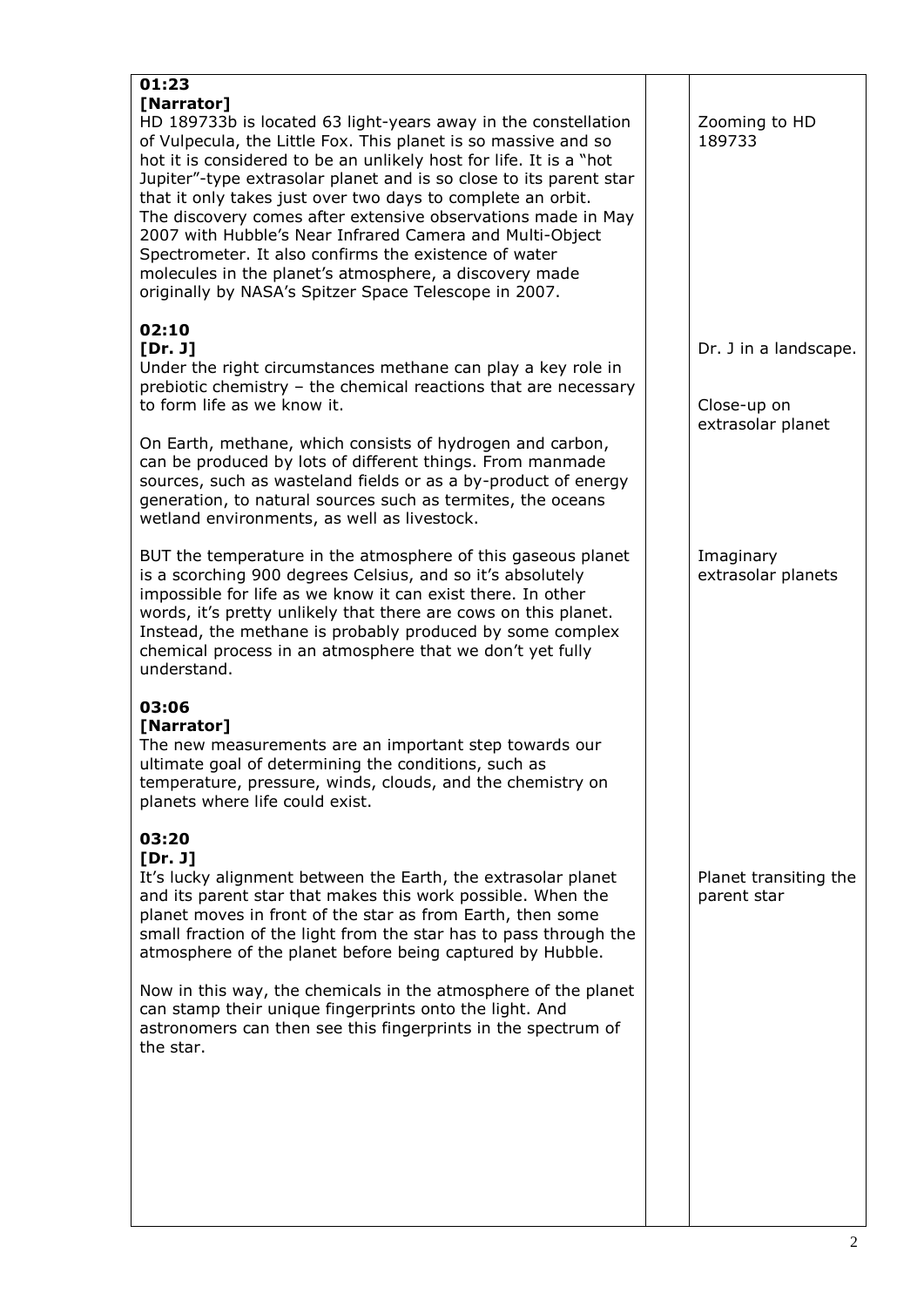| | | |
|---|---|---|
| **01:23**<br>**[Narrator]**<br>HD 189733b is located 63 light-years away in the constellation of Vulpecula, the Little Fox. This planet is so massive and so hot it is considered to be an unlikely host for life. It is a "hot Jupiter"-type extrasolar planet and is so close to its parent star that it only takes just over two days to complete an orbit. The discovery comes after extensive observations made in May 2007 with Hubble's Near Infrared Camera and Multi-Object Spectrometer. It also confirms the existence of water molecules in the planet's atmosphere, a discovery made originally by NASA's Spitzer Space Telescope in 2007. | | Zooming to HD 189733 |
| **02:10**<br>**[Dr. J]**<br>Under the right circumstances methane can play a key role in prebiotic chemistry – the chemical reactions that are necessary to form life as we know it. | | Dr. J in a landscape. |
| On Earth, methane, which consists of hydrogen and carbon, can be produced by lots of different things. From manmade sources, such as wasteland fields or as a by-product of energy generation, to natural sources such as termites, the oceans wetland environments, as well as livestock. | | Close-up on extrasolar planet |
| BUT the temperature in the atmosphere of this gaseous planet is a scorching 900 degrees Celsius, and so it's absolutely impossible for life as we know it can exist there. In other words, it's pretty unlikely that there are cows on this planet. Instead, the methane is probably produced by some complex chemical process in an atmosphere that we don't yet fully understand. | | Imaginary extrasolar planets |
| **03:06**<br>**[Narrator]**<br>The new measurements are an important step towards our ultimate goal of determining the conditions, such as temperature, pressure, winds, clouds, and the chemistry on planets where life could exist. | | |
| **03:20**<br>**[Dr. J]**<br>It's lucky alignment between the Earth, the extrasolar planet and its parent star that makes this work possible. When the planet moves in front of the star as from Earth, then some small fraction of the light from the star has to pass through the atmosphere of the planet before being captured by Hubble.<br><br>Now in this way, the chemicals in the atmosphere of the planet can stamp their unique fingerprints onto the light. And astronomers can then see this fingerprints in the spectrum of the star. | | Planet transiting the parent star |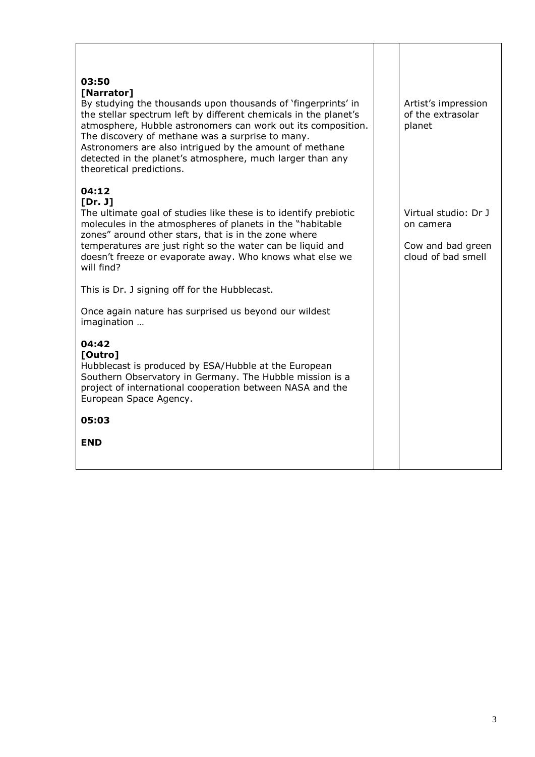| | | |
|---|---|---|
| **03:50**<br>**[Narrator]**<br>By studying the thousands upon thousands of 'fingerprints' in the stellar spectrum left by different chemicals in the planet's atmosphere, Hubble astronomers can work out its composition. The discovery of methane was a surprise to many. Astronomers are also intrigued by the amount of methane detected in the planet's atmosphere, much larger than any theoretical predictions. | | Artist's impression of the extrasolar planet |
| **04:12**<br>**[Dr. J]**<br>The ultimate goal of studies like these is to identify prebiotic molecules in the atmospheres of planets in the "habitable zones" around other stars, that is in the zone where temperatures are just right so the water can be liquid and doesn't freeze or evaporate away. Who knows what else we will find?<br><br>This is Dr. J signing off for the Hubblecast.<br><br>Once again nature has surprised us beyond our wildest imagination … | | Virtual studio: Dr J on camera<br><br>Cow and bad green cloud of bad smell |
| **04:42**<br>**[Outro]**<br>Hubblecast is produced by ESA/Hubble at the European Southern Observatory in Germany. The Hubble mission is a project of international cooperation between NASA and the European Space Agency. | | |
| **05:03** | | |
| **END** | | |